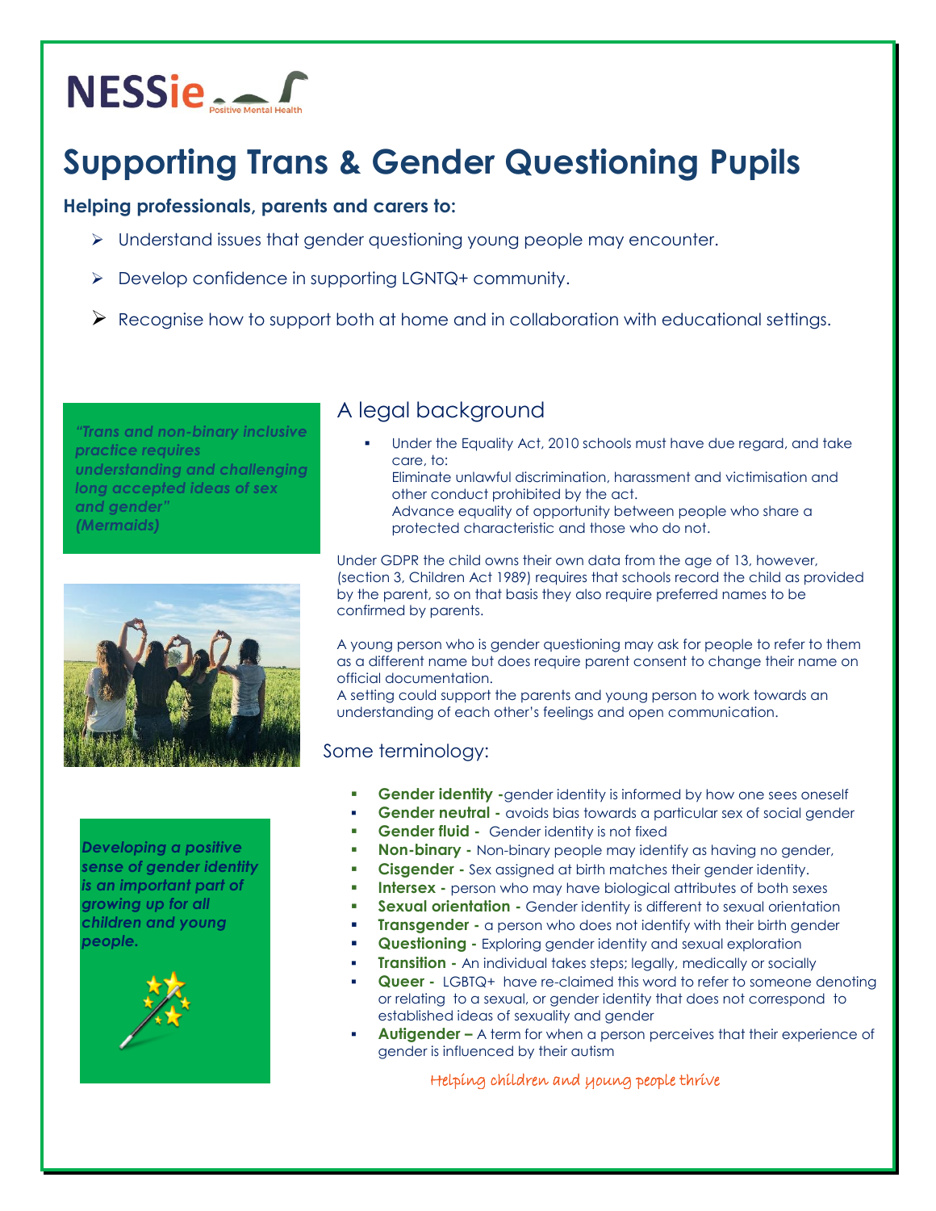NESSie Positive Mental Health

# Supporting Trans & Gender Questioning Pupils

**Helping professionals, parents and carers to:**

- Understand issues that gender questioning young people may encounter.
- Develop confidence in supporting LGNTQ+ community.
- Recognise how to support both at home and in collaboration with educational settings.

***"Trans and non-binary inclusive practice requires understanding and challenging long accepted ideas of sex and gender" (Mermaids)***

## A legal background

- Under the Equality Act, 2010 schools must have due regard, and take care, to:
  Eliminate unlawful discrimination, harassment and victimisation and other conduct prohibited by the act.
  Advance equality of opportunity between people who share a protected characteristic and those who do not.

Under GDPR the child owns their own data from the age of 13, however, (section 3, Children Act 1989) requires that schools record the child as provided by the parent, so on that basis they also require preferred names to be confirmed by parents.

A young person who is gender questioning may ask for people to refer to them as a different name but does require parent consent to change their name on official documentation.
A setting could support the parents and young person to work towards an understanding of each other's feelings and open communication.

***Developing a positive sense of gender identity is an important part of growing up for all children and young people.***

## Some terminology:

- **Gender identity -** gender identity is informed by how one sees oneself
- **Gender neutral -** avoids bias towards a particular sex of social gender
- **Gender fluid -** Gender identity is not fixed
- **Non-binary -** Non-binary people may identify as having no gender,
- **Cisgender -** Sex assigned at birth matches their gender identity.
- **Intersex -** person who may have biological attributes of both sexes
- **Sexual orientation -** Gender identity is different to sexual orientation
- **Transgender -** a person who does not identify with their birth gender
- **Questioning -** Exploring gender identity and sexual exploration
- **Transition -** An individual takes steps; legally, medically or socially
- **Queer -** LGBTQ+ have re-claimed this word to refer to someone denoting or relating to a sexual, or gender identity that does not correspond to established ideas of sexuality and gender
- **Autigender –** A term for when a person perceives that their experience of gender is influenced by their autism

*Helping children and young people thrive*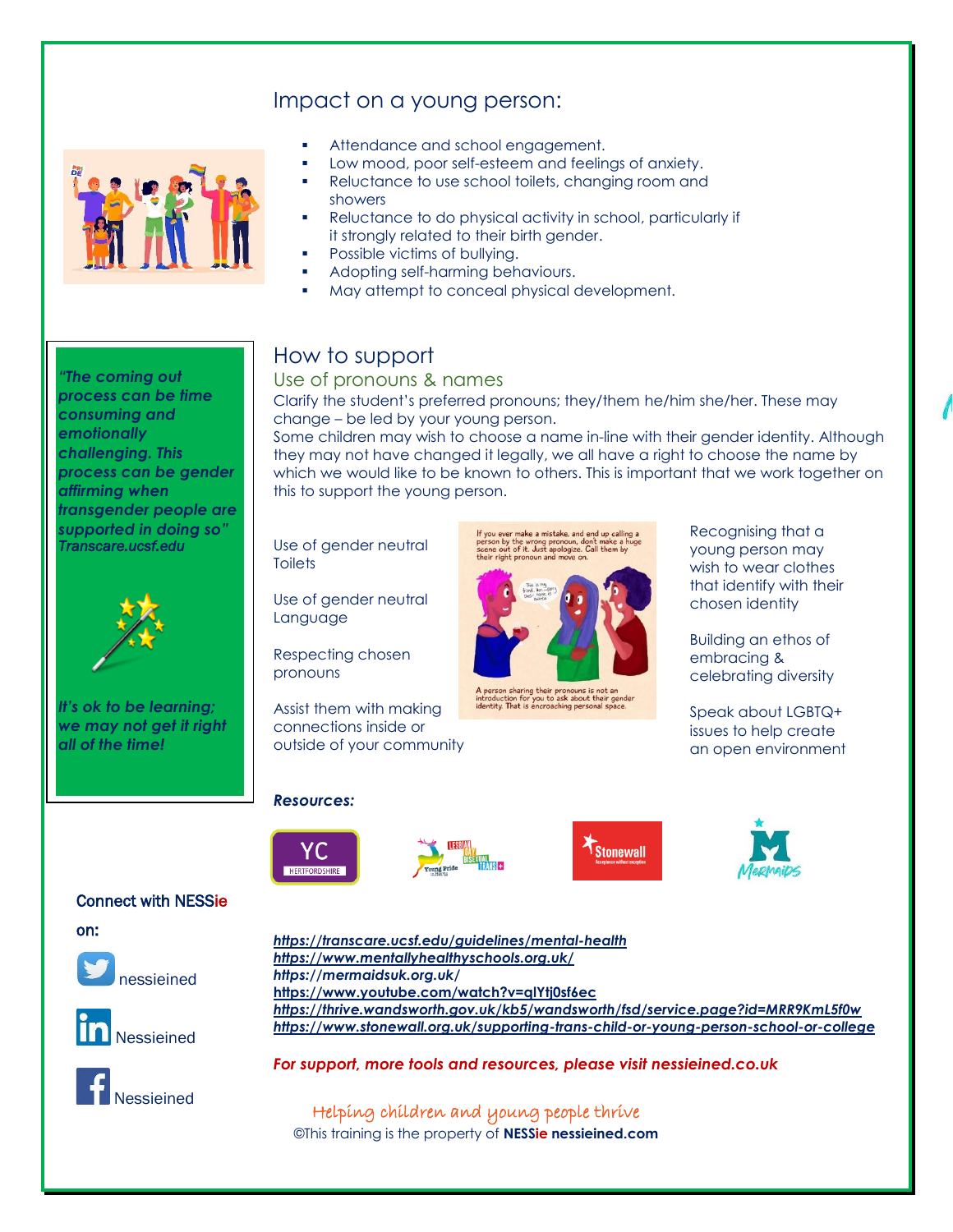## Impact on a young person:

- Attendance and school engagement.
- Low mood, poor self-esteem and feelings of anxiety.
- Reluctance to use school toilets, changing room and showers
- Reluctance to do physical activity in school, particularly if it strongly related to their birth gender.
- Possible victims of bullying.
- Adopting self-harming behaviours.
- May attempt to conceal physical development.

***"The coming out process can be time consuming and emotionally challenging. This process can be gender affirming when transgender people are supported in doing so" Transcare.ucsf.edu***

***It's ok to be learning; we may not get it right all of the time!***

## How to support

### Use of pronouns & names

Clarify the student's preferred pronouns; they/them he/him she/her. These may change – be led by your young person.

Some children may wish to choose a name in-line with their gender identity. Although they may not have changed it legally, we all have a right to choose the name by which we would like to be known to others. This is important that we work together on this to support the young person.

Use of gender neutral Toilets

Use of gender neutral Language

Respecting chosen pronouns

Assist them with making connections inside or outside of your community

Recognising that a young person may wish to wear clothes that identify with their chosen identity

Building an ethos of embracing & celebrating diversity

Speak about LGBTQ+ issues to help create an open environment

***Resources:***

***https://transcare.ucsf.edu/guidelines/mental-health***
***https://www.mentallyhealthyschools.org.uk/***
***https://mermaidsuk.org.uk/***
***https://www.youtube.com/watch?v=qlYtj0sf6ec***
***https://thrive.wandsworth.gov.uk/kb5/wandsworth/fsd/service.page?id=MRR9KmL5f0w***
***https://www.stonewall.org.uk/supporting-trans-child-or-young-person-school-or-college***

***For support, more tools and resources, please visit nessieined.co.uk***

Connect with NESSie on:

nessieined

Nessieined

Nessieined

Helping children and young people thrive

©This training is the property of **NESSie nessieined.com**